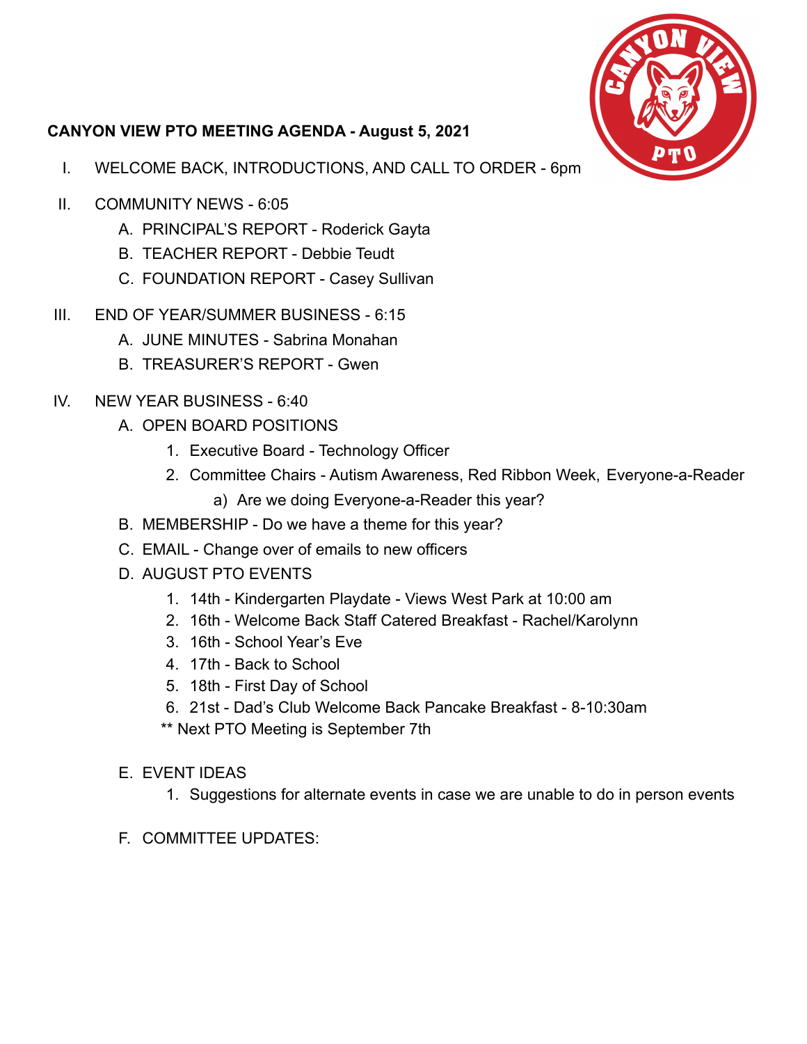**CANYON VIEW PTO MEETING AGENDA - August 5, 2021**

I. WELCOME BACK, INTRODUCTIONS, AND CALL TO ORDER - 6pm

II. COMMUNITY NEWS - 6:05
   - A. PRINCIPAL'S REPORT - Roderick Gayta
   - B. TEACHER REPORT - Debbie Teudt
   - C. FOUNDATION REPORT - Casey Sullivan

III. END OF YEAR/SUMMER BUSINESS - 6:15
   - A. JUNE MINUTES - Sabrina Monahan
   - B. TREASURER'S REPORT - Gwen

IV. NEW YEAR BUSINESS - 6:40
   - A. OPEN BOARD POSITIONS
     1. Executive Board - Technology Officer
     2. Committee Chairs - Autism Awareness, Red Ribbon Week, Everyone-a-Reader
        - a) Are we doing Everyone-a-Reader this year?
   - B. MEMBERSHIP - Do we have a theme for this year?
   - C. EMAIL - Change over of emails to new officers
   - D. AUGUST PTO EVENTS
     1. 14th - Kindergarten Playdate - Views West Park at 10:00 am
     2. 16th - Welcome Back Staff Catered Breakfast - Rachel/Karolynn
     3. 16th - School Year's Eve
     4. 17th - Back to School
     5. 18th - First Day of School
     6. 21st - Dad's Club Welcome Back Pancake Breakfast - 8-10:30am

     ** Next PTO Meeting is September 7th
   - E. EVENT IDEAS
     1. Suggestions for alternate events in case we are unable to do in person events
   - F. COMMITTEE UPDATES: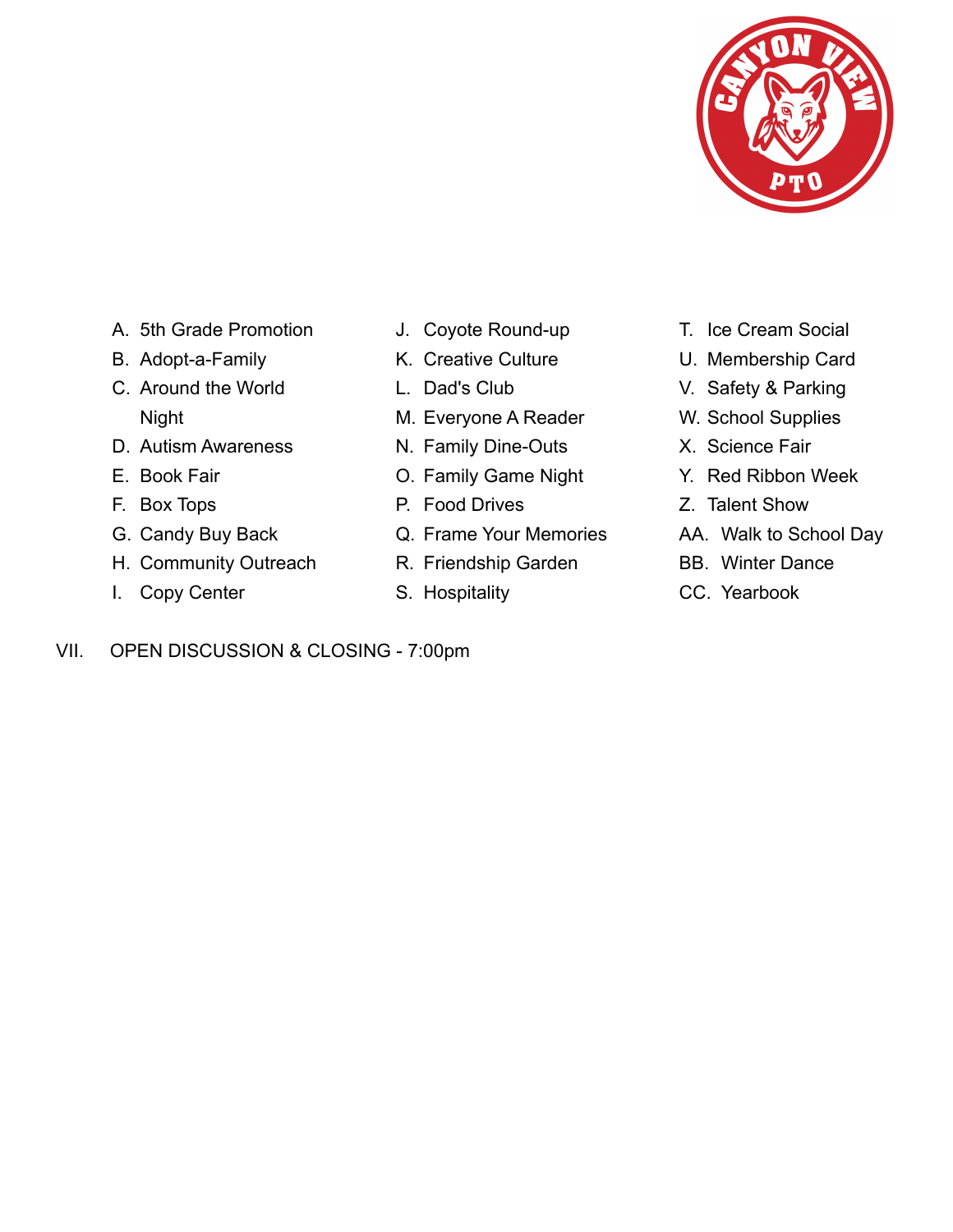A. 5th Grade Promotion
B. Adopt-a-Family
C. Around the World Night
D. Autism Awareness
E. Book Fair
F. Box Tops
G. Candy Buy Back
H. Community Outreach
I. Copy Center
J. Coyote Round-up
K. Creative Culture
L. Dad's Club
M. Everyone A Reader
N. Family Dine-Outs
O. Family Game Night
P. Food Drives
Q. Frame Your Memories
R. Friendship Garden
S. Hospitality
T. Ice Cream Social
U. Membership Card
V. Safety & Parking
W. School Supplies
X. Science Fair
Y. Red Ribbon Week
Z. Talent Show
AA. Walk to School Day
BB. Winter Dance
CC. Yearbook

VII. OPEN DISCUSSION & CLOSING - 7:00pm